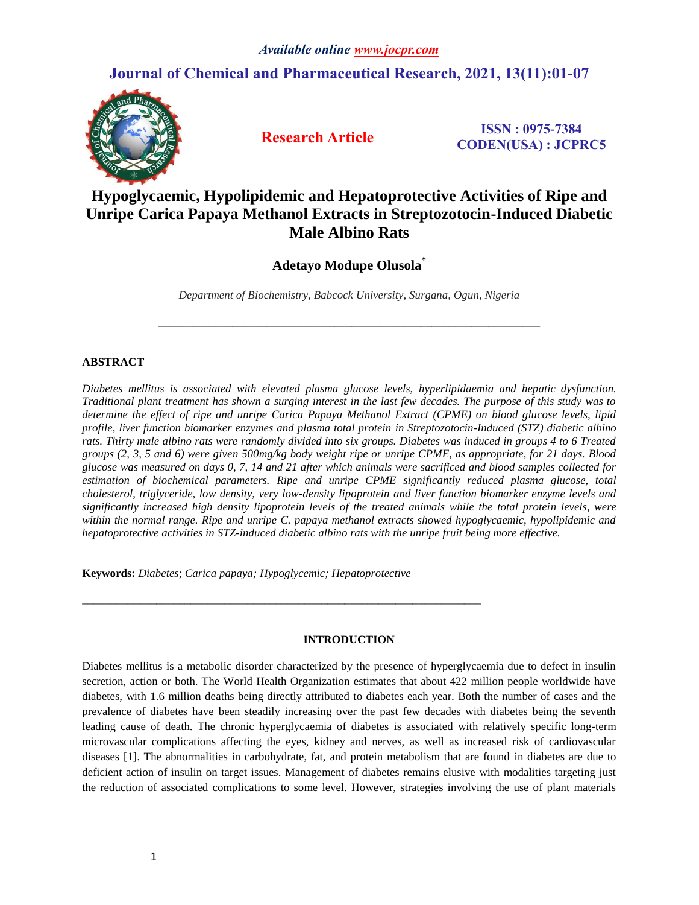# Hypoglycaemic, Hypolipidemic and Hepatoprotective Activities of Ripe and Unripe Carica Papaya Methanol Extracts in Streptozotocin-Induced Diabetic Male Albino Rats

**Research Article**

ISSN : 0975-7384
CODEN(USA) : JCPRC5

**Adetayo Modupe Olusola***

*Department of Biochemistry, Babcock University, Surgana, Ogun, Nigeria*

---

## ABSTRACT

*Diabetes mellitus is associated with elevated plasma glucose levels, hyperlipidaemia and hepatic dysfunction. Traditional plant treatment has shown a surging interest in the last few decades. The purpose of this study was to determine the effect of ripe and unripe Carica Papaya Methanol Extract (CPME) on blood glucose levels, lipid profile, liver function biomarker enzymes and plasma total protein in Streptozotocin-Induced (STZ) diabetic albino rats. Thirty male albino rats were randomly divided into six groups. Diabetes was induced in groups 4 to 6 Treated groups (2, 3, 5 and 6) were given 500mg/kg body weight ripe or unripe CPME, as appropriate, for 21 days. Blood glucose was measured on days 0, 7, 14 and 21 after which animals were sacrificed and blood samples collected for estimation of biochemical parameters. Ripe and unripe CPME significantly reduced plasma glucose, total cholesterol, triglyceride, low density, very low-density lipoprotein and liver function biomarker enzyme levels and significantly increased high density lipoprotein levels of the treated animals while the total protein levels, were within the normal range. Ripe and unripe C. papaya methanol extracts showed hypoglycaemic, hypolipidemic and hepatoprotective activities in STZ-induced diabetic albino rats with the unripe fruit being more effective.*

**Keywords:** *Diabetes*; *Carica papaya; Hypoglycemic; Hepatoprotective*

---

## INTRODUCTION

Diabetes mellitus is a metabolic disorder characterized by the presence of hyperglycaemia due to defect in insulin secretion, action or both. The World Health Organization estimates that about 422 million people worldwide have diabetes, with 1.6 million deaths being directly attributed to diabetes each year. Both the number of cases and the prevalence of diabetes have been steadily increasing over the past few decades with diabetes being the seventh leading cause of death. The chronic hyperglycaemia of diabetes is associated with relatively specific long-term microvascular complications affecting the eyes, kidney and nerves, as well as increased risk of cardiovascular diseases [1]. The abnormalities in carbohydrate, fat, and protein metabolism that are found in diabetes are due to deficient action of insulin on target issues. Management of diabetes remains elusive with modalities targeting just the reduction of associated complications to some level. However, strategies involving the use of plant materials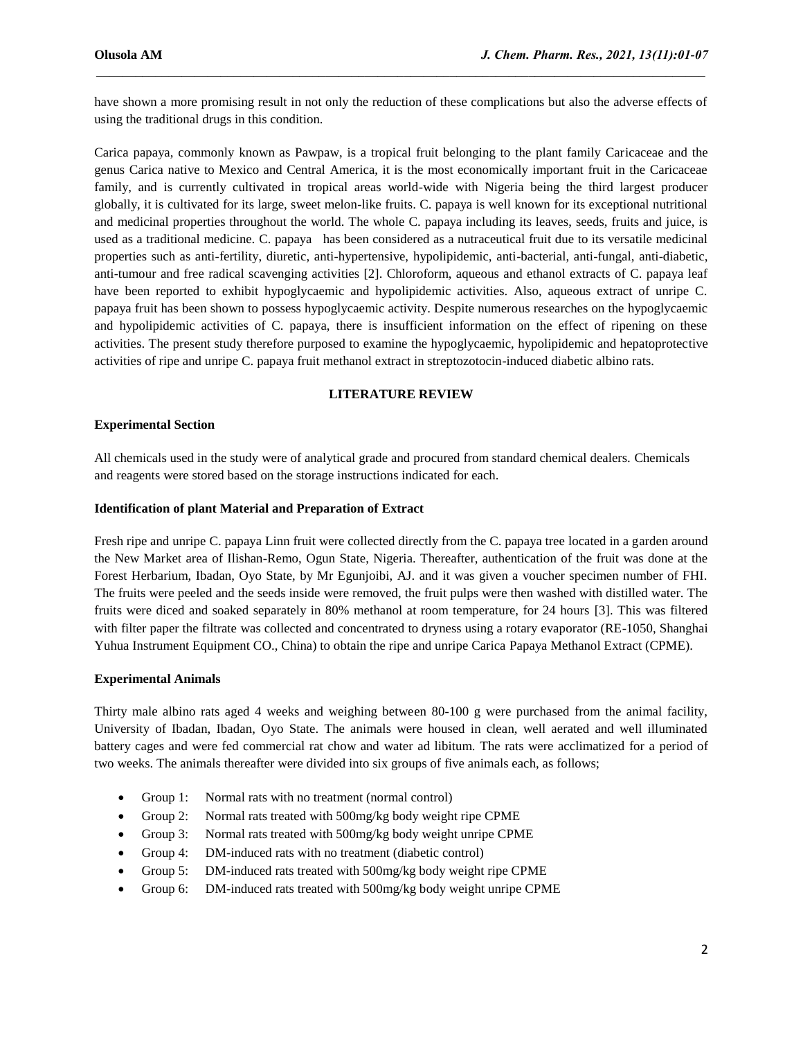have shown a more promising result in not only the reduction of these complications but also the adverse effects of using the traditional drugs in this condition.

Carica papaya, commonly known as Pawpaw, is a tropical fruit belonging to the plant family Caricaceae and the genus Carica native to Mexico and Central America, it is the most economically important fruit in the Caricaceae family, and is currently cultivated in tropical areas world-wide with Nigeria being the third largest producer globally, it is cultivated for its large, sweet melon-like fruits. C. papaya is well known for its exceptional nutritional and medicinal properties throughout the world. The whole C. papaya including its leaves, seeds, fruits and juice, is used as a traditional medicine. C. papaya has been considered as a nutraceutical fruit due to its versatile medicinal properties such as anti-fertility, diuretic, anti-hypertensive, hypolipidemic, anti-bacterial, anti-fungal, anti-diabetic, anti-tumour and free radical scavenging activities [2]. Chloroform, aqueous and ethanol extracts of C. papaya leaf have been reported to exhibit hypoglycaemic and hypolipidemic activities. Also, aqueous extract of unripe C. papaya fruit has been shown to possess hypoglycaemic activity. Despite numerous researches on the hypoglycaemic and hypolipidemic activities of C. papaya, there is insufficient information on the effect of ripening on these activities. The present study therefore purposed to examine the hypoglycaemic, hypolipidemic and hepatoprotective activities of ripe and unripe C. papaya fruit methanol extract in streptozotocin-induced diabetic albino rats.

## LITERATURE REVIEW

### Experimental Section

All chemicals used in the study were of analytical grade and procured from standard chemical dealers. Chemicals and reagents were stored based on the storage instructions indicated for each.

### Identification of plant Material and Preparation of Extract

Fresh ripe and unripe C. papaya Linn fruit were collected directly from the C. papaya tree located in a garden around the New Market area of Ilishan-Remo, Ogun State, Nigeria. Thereafter, authentication of the fruit was done at the Forest Herbarium, Ibadan, Oyo State, by Mr Egunjoibi, AJ. and it was given a voucher specimen number of FHI. The fruits were peeled and the seeds inside were removed, the fruit pulps were then washed with distilled water. The fruits were diced and soaked separately in 80% methanol at room temperature, for 24 hours [3]. This was filtered with filter paper the filtrate was collected and concentrated to dryness using a rotary evaporator (RE-1050, Shanghai Yuhua Instrument Equipment CO., China) to obtain the ripe and unripe Carica Papaya Methanol Extract (CPME).

### Experimental Animals

Thirty male albino rats aged 4 weeks and weighing between 80-100 g were purchased from the animal facility, University of Ibadan, Ibadan, Oyo State. The animals were housed in clean, well aerated and well illuminated battery cages and were fed commercial rat chow and water ad libitum. The rats were acclimatized for a period of two weeks. The animals thereafter were divided into six groups of five animals each, as follows;

- Group 1: Normal rats with no treatment (normal control)
- Group 2: Normal rats treated with 500mg/kg body weight ripe CPME
- Group 3: Normal rats treated with 500mg/kg body weight unripe CPME
- Group 4: DM-induced rats with no treatment (diabetic control)
- Group 5: DM-induced rats treated with 500mg/kg body weight ripe CPME
- Group 6: DM-induced rats treated with 500mg/kg body weight unripe CPME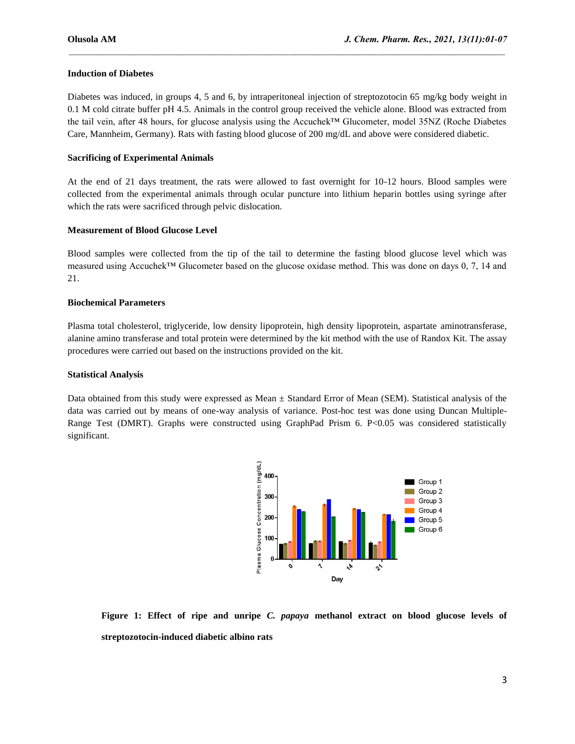### Induction of Diabetes

Diabetes was induced, in groups 4, 5 and 6, by intraperitoneal injection of streptozotocin 65 mg/kg body weight in 0.1 M cold citrate buffer pH 4.5. Animals in the control group received the vehicle alone. Blood was extracted from the tail vein, after 48 hours, for glucose analysis using the Accuchek™ Glucometer, model 35NZ (Roche Diabetes Care, Mannheim, Germany). Rats with fasting blood glucose of 200 mg/dL and above were considered diabetic.

### Sacrificing of Experimental Animals

At the end of 21 days treatment, the rats were allowed to fast overnight for 10-12 hours. Blood samples were collected from the experimental animals through ocular puncture into lithium heparin bottles using syringe after which the rats were sacrificed through pelvic dislocation.

### Measurement of Blood Glucose Level

Blood samples were collected from the tip of the tail to determine the fasting blood glucose level which was measured using Accuchek™ Glucometer based on the glucose oxidase method. This was done on days 0, 7, 14 and 21.

### Biochemical Parameters

Plasma total cholesterol, triglyceride, low density lipoprotein, high density lipoprotein, aspartate aminotransferase, alanine amino transferase and total protein were determined by the kit method with the use of Randox Kit. The assay procedures were carried out based on the instructions provided on the kit.

### Statistical Analysis

Data obtained from this study were expressed as Mean ± Standard Error of Mean (SEM). Statistical analysis of the data was carried out by means of one-way analysis of variance. Post-hoc test was done using Duncan Multiple-Range Test (DMRT). Graphs were constructed using GraphPad Prism 6. $P<0.05$ was considered statistically significant.

**Figure 1: Effect of ripe and unripe *C. papaya* methanol extract on blood glucose levels of streptozotocin-induced diabetic albino rats**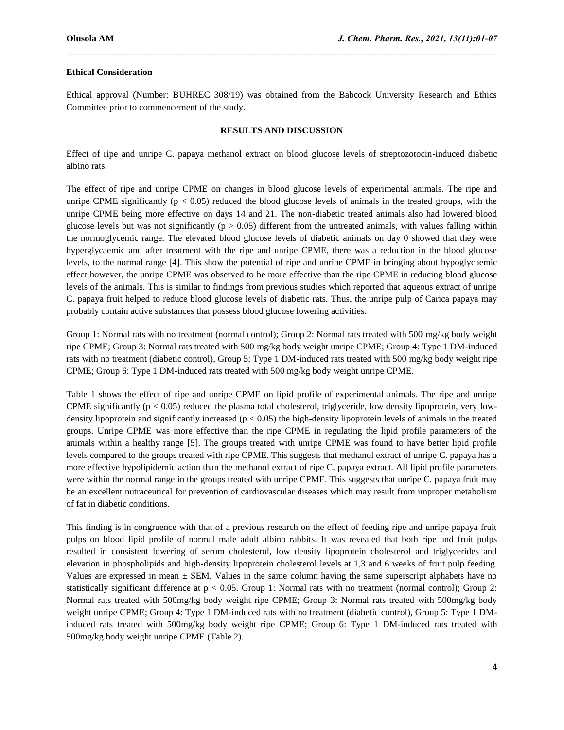### Ethical Consideration

Ethical approval (Number: BUHREC 308/19) was obtained from the Babcock University Research and Ethics Committee prior to commencement of the study.

## RESULTS AND DISCUSSION

Effect of ripe and unripe C. papaya methanol extract on blood glucose levels of streptozotocin-induced diabetic albino rats.

The effect of ripe and unripe CPME on changes in blood glucose levels of experimental animals. The ripe and unripe CPME significantly ($p < 0.05$) reduced the blood glucose levels of animals in the treated groups, with the unripe CPME being more effective on days 14 and 21. The non-diabetic treated animals also had lowered blood glucose levels but was not significantly ($p > 0.05$) different from the untreated animals, with values falling within the normoglycemic range. The elevated blood glucose levels of diabetic animals on day 0 showed that they were hyperglycaemic and after treatment with the ripe and unripe CPME, there was a reduction in the blood glucose levels, to the normal range [4]. This show the potential of ripe and unripe CPME in bringing about hypoglycaemic effect however, the unripe CPME was observed to be more effective than the ripe CPME in reducing blood glucose levels of the animals. This is similar to findings from previous studies which reported that aqueous extract of unripe C. papaya fruit helped to reduce blood glucose levels of diabetic rats. Thus, the unripe pulp of Carica papaya may probably contain active substances that possess blood glucose lowering activities.

Group 1: Normal rats with no treatment (normal control); Group 2: Normal rats treated with 500 mg/kg body weight ripe CPME; Group 3: Normal rats treated with 500 mg/kg body weight unripe CPME; Group 4: Type 1 DM-induced rats with no treatment (diabetic control), Group 5: Type 1 DM-induced rats treated with 500 mg/kg body weight ripe CPME; Group 6: Type 1 DM-induced rats treated with 500 mg/kg body weight unripe CPME.

Table 1 shows the effect of ripe and unripe CPME on lipid profile of experimental animals. The ripe and unripe CPME significantly ($p < 0.05$) reduced the plasma total cholesterol, triglyceride, low density lipoprotein, very low-density lipoprotein and significantly increased ($p < 0.05$) the high-density lipoprotein levels of animals in the treated groups. Unripe CPME was more effective than the ripe CPME in regulating the lipid profile parameters of the animals within a healthy range [5]. The groups treated with unripe CPME was found to have better lipid profile levels compared to the groups treated with ripe CPME. This suggests that methanol extract of unripe C. papaya has a more effective hypolipidemic action than the methanol extract of ripe C. papaya extract. All lipid profile parameters were within the normal range in the groups treated with unripe CPME. This suggests that unripe C. papaya fruit may be an excellent nutraceutical for prevention of cardiovascular diseases which may result from improper metabolism of fat in diabetic conditions.

This finding is in congruence with that of a previous research on the effect of feeding ripe and unripe papaya fruit pulps on blood lipid profile of normal male adult albino rabbits. It was revealed that both ripe and fruit pulps resulted in consistent lowering of serum cholesterol, low density lipoprotein cholesterol and triglycerides and elevation in phospholipids and high-density lipoprotein cholesterol levels at 1,3 and 6 weeks of fruit pulp feeding. Values are expressed in mean ± SEM. Values in the same column having the same superscript alphabets have no statistically significant difference at $p < 0.05$. Group 1: Normal rats with no treatment (normal control); Group 2: Normal rats treated with 500mg/kg body weight ripe CPME; Group 3: Normal rats treated with 500mg/kg body weight unripe CPME; Group 4: Type 1 DM-induced rats with no treatment (diabetic control), Group 5: Type 1 DM-induced rats treated with 500mg/kg body weight ripe CPME; Group 6: Type 1 DM-induced rats treated with 500mg/kg body weight unripe CPME (Table 2).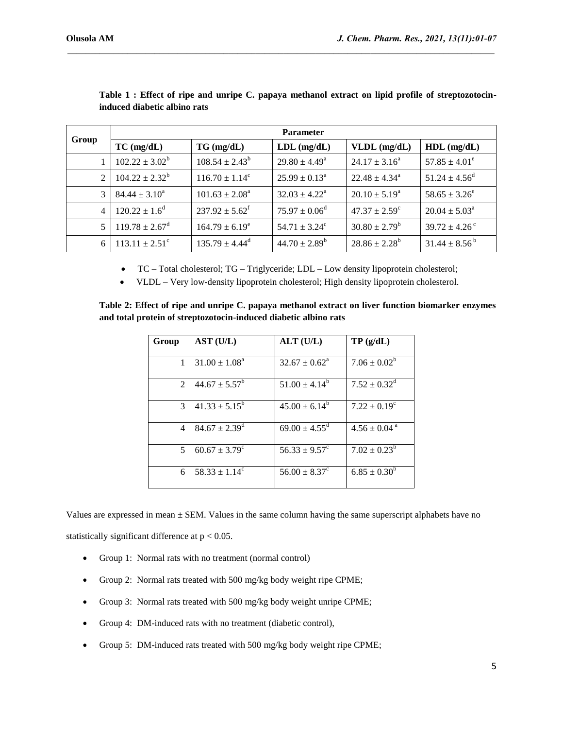**Table 1 : Effect of ripe and unripe C. papaya methanol extract on lipid profile of streptozotocin-induced diabetic albino rats**

| Group | Parameter | | | | |
|---|---|---|---|---|---|
| | TC (mg/dL) | TG (mg/dL) | LDL (mg/dL) | VLDL (mg/dL) | HDL (mg/dL) |
| 1 | $102.22 \pm 3.02^{b}$ | $108.54 \pm 2.43^{b}$ | $29.80 \pm 4.49^{a}$ | $24.17 \pm 3.16^{a}$ | $57.85 \pm 4.01^{e}$ |
| 2 | $104.22 \pm 2.32^{b}$ | $116.70 \pm 1.14^{c}$ | $25.99 \pm 0.13^{a}$ | $22.48 \pm 4.34^{a}$ | $51.24 \pm 4.56^{d}$ |
| 3 | $84.44 \pm 3.10^{a}$ | $101.63 \pm 2.08^{a}$ | $32.03 \pm 4.22^{a}$ | $20.10 \pm 5.19^{a}$ | $58.65 \pm 3.26^{e}$ |
| 4 | $120.22 \pm 1.6^{d}$ | $237.92 \pm 5.62^{f}$ | $75.97 \pm 0.06^{d}$ | $47.37 \pm 2.59^{c}$ | $20.04 \pm 5.03^{a}$ |
| 5 | $119.78 \pm 2.67^{d}$ | $164.79 \pm 6.19^{e}$ | $54.71 \pm 3.24^{c}$ | $30.80 \pm 2.79^{b}$ | $39.72 \pm 4.26^{c}$ |
| 6 | $113.11 \pm 2.51^{c}$ | $135.79 \pm 4.44^{d}$ | $44.70 \pm 2.89^{b}$ | $28.86 \pm 2.28^{b}$ | $31.44 \pm 8.56^{b}$ |

- TC – Total cholesterol; TG – Triglyceride; LDL – Low density lipoprotein cholesterol;
- VLDL – Very low-density lipoprotein cholesterol; High density lipoprotein cholesterol.

**Table 2: Effect of ripe and unripe C. papaya methanol extract on liver function biomarker enzymes and total protein of streptozotocin-induced diabetic albino rats**

| Group | AST (U/L) | ALT (U/L) | TP (g/dL) |
|---|---|---|---|
| 1 | $31.00 \pm 1.08^{a}$ | $32.67 \pm 0.62^{a}$ | $7.06 \pm 0.02^{b}$ |
| 2 | $44.67 \pm 5.57^{b}$ | $51.00 \pm 4.14^{b}$ | $7.52 \pm 0.32^{d}$ |
| 3 | $41.33 \pm 5.15^{b}$ | $45.00 \pm 6.14^{b}$ | $7.22 \pm 0.19^{c}$ |
| 4 | $84.67 \pm 2.39^{d}$ | $69.00 \pm 4.55^{d}$ | $4.56 \pm 0.04^{a}$ |
| 5 | $60.67 \pm 3.79^{c}$ | $56.33 \pm 9.57^{c}$ | $7.02 \pm 0.23^{b}$ |
| 6 | $58.33 \pm 1.14^{c}$ | $56.00 \pm 8.37^{c}$ | $6.85 \pm 0.30^{b}$ |

Values are expressed in mean ± SEM. Values in the same column having the same superscript alphabets have no statistically significant difference at $p < 0.05$.

- Group 1: Normal rats with no treatment (normal control)
- Group 2: Normal rats treated with 500 mg/kg body weight ripe CPME;
- Group 3: Normal rats treated with 500 mg/kg body weight unripe CPME;
- Group 4: DM-induced rats with no treatment (diabetic control),
- Group 5: DM-induced rats treated with 500 mg/kg body weight ripe CPME;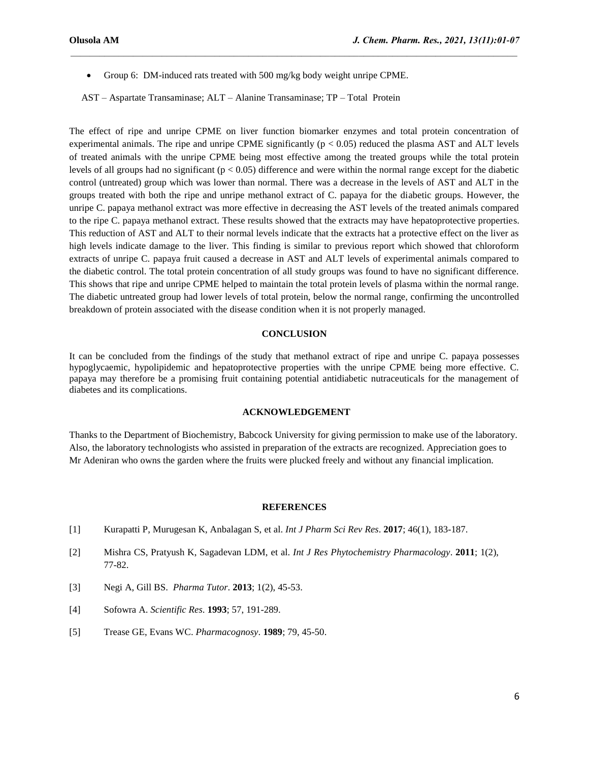- Group 6: DM-induced rats treated with 500 mg/kg body weight unripe CPME.

AST – Aspartate Transaminase; ALT – Alanine Transaminase; TP – Total Protein

The effect of ripe and unripe CPME on liver function biomarker enzymes and total protein concentration of experimental animals. The ripe and unripe CPME significantly ($p < 0.05$) reduced the plasma AST and ALT levels of treated animals with the unripe CPME being most effective among the treated groups while the total protein levels of all groups had no significant ($p < 0.05$) difference and were within the normal range except for the diabetic control (untreated) group which was lower than normal. There was a decrease in the levels of AST and ALT in the groups treated with both the ripe and unripe methanol extract of C. papaya for the diabetic groups. However, the unripe C. papaya methanol extract was more effective in decreasing the AST levels of the treated animals compared to the ripe C. papaya methanol extract. These results showed that the extracts may have hepatoprotective properties. This reduction of AST and ALT to their normal levels indicate that the extracts hat a protective effect on the liver as high levels indicate damage to the liver. This finding is similar to previous report which showed that chloroform extracts of unripe C. papaya fruit caused a decrease in AST and ALT levels of experimental animals compared to the diabetic control. The total protein concentration of all study groups was found to have no significant difference. This shows that ripe and unripe CPME helped to maintain the total protein levels of plasma within the normal range. The diabetic untreated group had lower levels of total protein, below the normal range, confirming the uncontrolled breakdown of protein associated with the disease condition when it is not properly managed.

## CONCLUSION

It can be concluded from the findings of the study that methanol extract of ripe and unripe C. papaya possesses hypoglycaemic, hypolipidemic and hepatoprotective properties with the unripe CPME being more effective. C. papaya may therefore be a promising fruit containing potential antidiabetic nutraceuticals for the management of diabetes and its complications.

## ACKNOWLEDGEMENT

Thanks to the Department of Biochemistry, Babcock University for giving permission to make use of the laboratory. Also, the laboratory technologists who assisted in preparation of the extracts are recognized. Appreciation goes to Mr Adeniran who owns the garden where the fruits were plucked freely and without any financial implication.

## REFERENCES

[1] Kurapatti P, Murugesan K, Anbalagan S, et al. *Int J Pharm Sci Rev Res*. **2017**; 46(1), 183-187.

[2] Mishra CS, Pratyush K, Sagadevan LDM, et al. *Int J Res Phytochemistry Pharmacology*. **2011**; 1(2), 77-82.

[3] Negi A, Gill BS. *Pharma Tutor*. **2013**; 1(2), 45-53.

[4] Sofowra A. *Scientific Res*. **1993**; 57, 191-289.

[5] Trease GE, Evans WC. *Pharmacognosy*. **1989**; 79, 45-50.